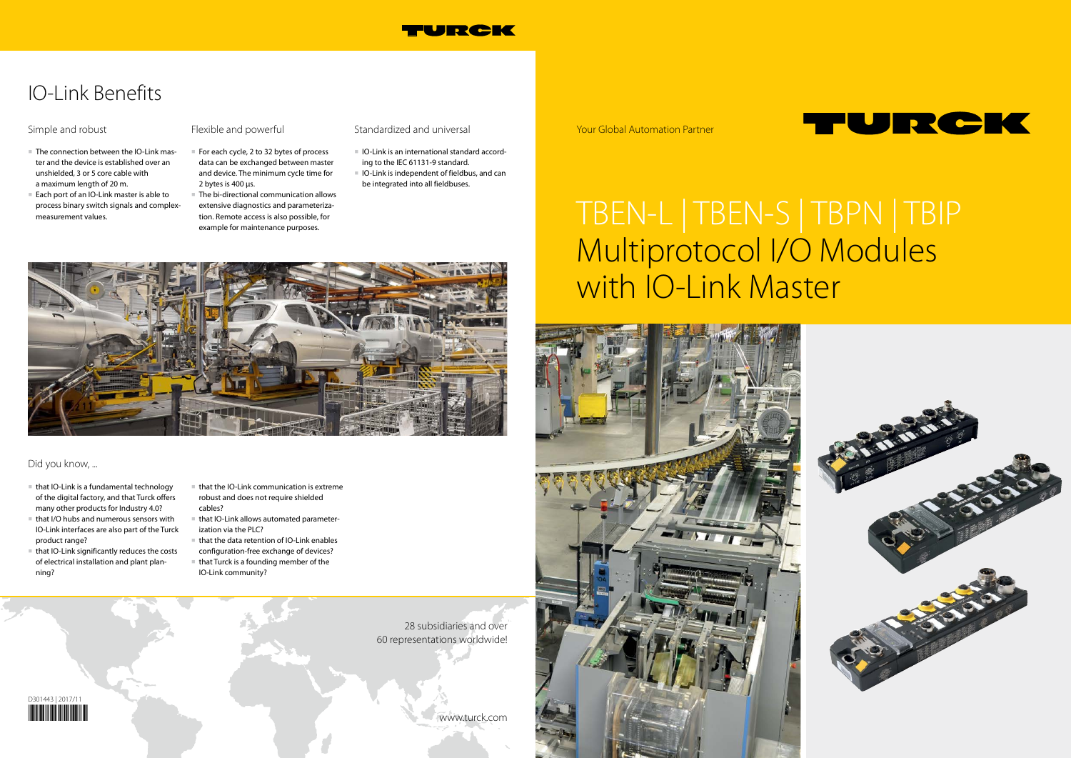# IO-Link Benefits

### Simple and robust

- The connection between the IO-Link master and the device is established over an unshielded, 3 or 5 core cable with a maximum length of 20 m.
- Each port of an IO-Link master is able to process binary switch signals and complex measurement values.

### Flexible and powerful

- For each cycle, 2 to 32 bytes of process data can be exchanged between master and device. The minimum cycle time for 2 bytes is 400 µs.
- The bi-directional communication allows extensive diagnostics and parameterization. Remote access is also possible, for example for maintenance purposes.

### Standardized and universal

- IO-Link is an international standard according to the IEC 61131-9 standard.
- IO-Link is independent of fieldbus, and can be integrated into all fieldbuses.

### Did you know, ...

- that IO-Link is a fundamental technology of the digital factory, and that Turck offers many other products for Industry 4.0?
- that I/O hubs and numerous sensors with IO-Link interfaces are also part of the Turck product range?
- that IO-Link significantly reduces the costs of electrical installation and plant planning?
- that the IO-Link communication is extreme robust and does not require shielded cables?
- that IO-Link allows automated parameterization via the PLC?
- that the data retention of IO-Link enables configuration-free exchange of devices?
- that Turck is a founding member of the IO-Link community?

28 subsidiaries and over 60 representations worldwide!

www.turck.com

D301443 | 2017/11

TURCK

Your Global Automation Partner

# TBEN-L | TBEN-S | TBPN | TBIP Multiprotocol I/O Modules with IO-Link Master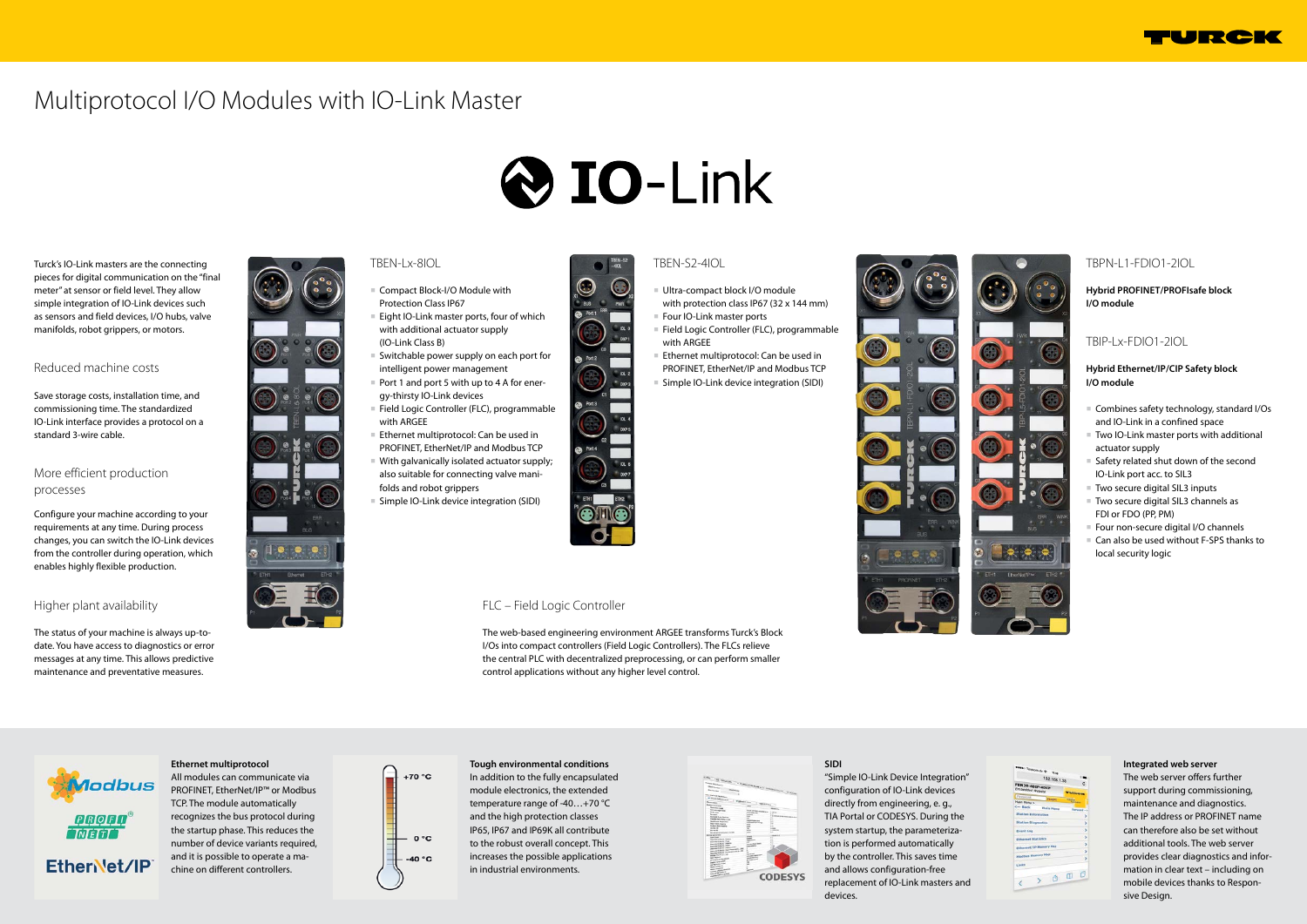# Multiprotocol I/O Modules with IO-Link Master

Turck's IO-Link masters are the connecting pieces for digital communication on the "final meter" at sensor or field level. They allow simple integration of IO-Link devices such as sensors and field devices, I/O hubs, valve manifolds, robot grippers, or motors.

## Reduced machine costs

Save storage costs, installation time, and commissioning time. The standardized IO-Link interface provides a protocol on a standard 3-wire cable.

## More efficient production processes

Configure your machine according to your requirements at any time. During process changes, you can switch the IO-Link devices from the controller during operation, which enables highly flexible production.

## Higher plant availability

The status of your machine is always up-to-date. You have access to diagnostics or error messages at any time. This allows predictive maintenance and preventative measures.

## TBEN-Lx-8IOL

- Compact Block-I/O Module with Protection Class IP67
- Eight IO-Link master ports, four of which with additional actuator supply (IO-Link Class B)
- Switchable power supply on each port for intelligent power management
- Port 1 and port 5 with up to 4 A for energy-thirsty IO-Link devices
- Field Logic Controller (FLC), programmable with ARGEE
- Ethernet multiprotocol: Can be used in PROFINET, EtherNet/IP and Modbus TCP
- With galvanically isolated actuator supply; also suitable for connecting valve manifolds and robot grippers
- Simple IO-Link device integration (SIDI)

## TBEN-S2-4IOL

- Ultra-compact block I/O module with protection class IP67 (32 x 144 mm)
- Four IO-Link master ports
- Field Logic Controller (FLC), programmable with ARGEE
- Ethernet multiprotocol: Can be used in PROFINET, EtherNet/IP and Modbus TCP
- Simple IO-Link device integration (SIDI)

## FLC – Field Logic Controller

The web-based engineering environment ARGEE transforms Turck's Block I/Os into compact controllers (Field Logic Controllers). The FLCs relieve the central PLC with decentralized preprocessing, or can perform smaller control applications without any higher level control.

## TBPN-L1-FDIO1-2IOL

**Hybrid PROFINET/PROFIsafe block I/O module**

## TBIP-Lx-FDIO1-2IOL

**Hybrid Ethernet/IP/CIP Safety block I/O module**

- Combines safety technology, standard I/Os and IO-Link in a confined space
- Two IO-Link master ports with additional actuator supply
- Safety related shut down of the second IO-Link port acc. to SIL3
- Two secure digital SIL3 inputs
- Two secure digital SIL3 channels as FDI or FDO (PP, PM)
- Four non-secure digital I/O channels
- Can also be used without F-SPS thanks to local security logic

**Ethernet multiprotocol**
All modules can communicate via PROFINET, EtherNet/IP™ or Modbus TCP. The module automatically recognizes the bus protocol during the startup phase. This reduces the number of device variants required, and it is possible to operate a machine on different controllers.

**Tough environmental conditions**
In addition to the fully encapsulated module electronics, the extended temperature range of -40…+70 °C and the high protection classes IP65, IP67 and IP69K all contribute to the robust overall concept. This increases the possible applications in industrial environments.

+70 °C
0 °C
-40 °C

**SIDI**
"Simple IO-Link Device Integration" configuration of IO-Link devices directly from engineering, e. g., TIA Portal or CODESYS. During the system startup, the parameterization is performed automatically by the controller. This saves time and allows configuration-free replacement of IO-Link masters and devices.

**Integrated web server**
The web server offers further support during commissioning, maintenance and diagnostics. The IP address or PROFINET name can therefore also be set without additional tools. The web server provides clear diagnostics and information in clear text – including on mobile devices thanks to Responsive Design.